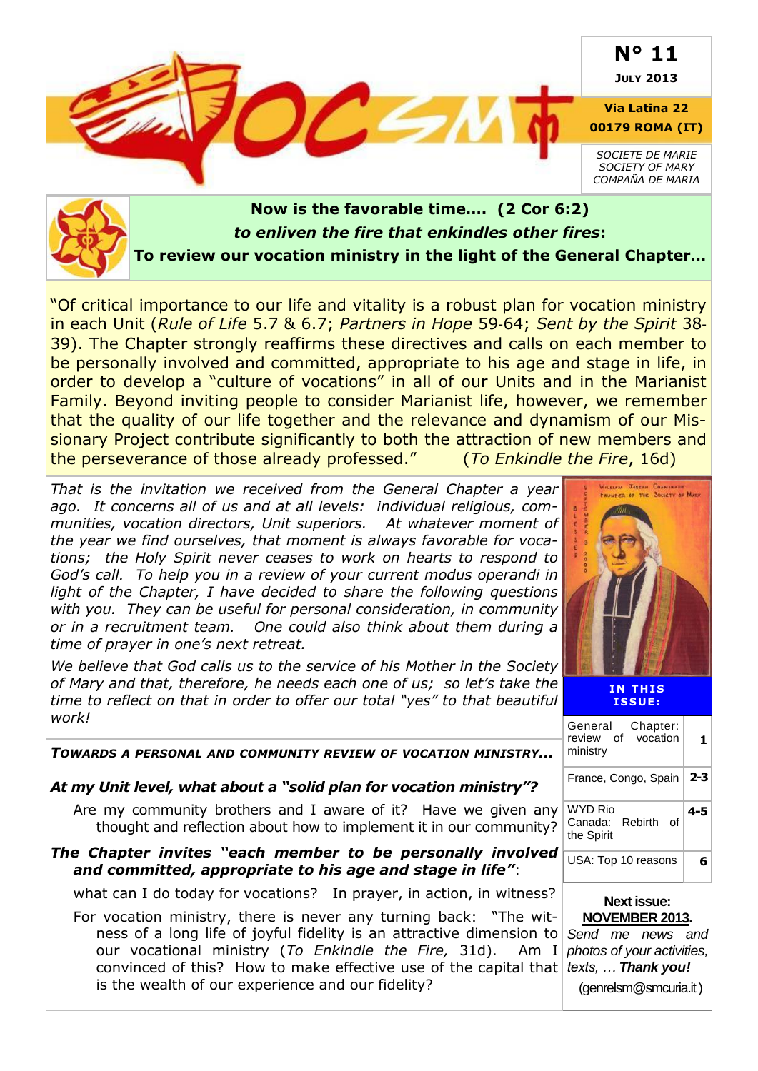# N° 11

**JULY 2013**

**Via Latina 22**
**00179 ROMA (IT)**

*SOCIETE DE MARIE*
*SOCIETY OF MARY*
*COMPAÑA DE MARIA*

## Now is the favorable time…. (2 Cor 6:2)

## *to enliven the fire that enkindles other fires*:

## To review our vocation ministry in the light of the General Chapter…

"Of critical importance to our life and vitality is a robust plan for vocation ministry in each Unit (*Rule of Life* 5.7 & 6.7; *Partners in Hope* 59-64; *Sent by the Spirit* 38-39). The Chapter strongly reaffirms these directives and calls on each member to be personally involved and committed, appropriate to his age and stage in life, in order to develop a "culture of vocations" in all of our Units and in the Marianist Family. Beyond inviting people to consider Marianist life, however, we remember that the quality of our life together and the relevance and dynamism of our Missionary Project contribute significantly to both the attraction of new members and the perseverance of those already professed." (*To Enkindle the Fire*, 16d)

*That is the invitation we received from the General Chapter a year ago. It concerns all of us and at all levels: individual religious, communities, vocation directors, Unit superiors. At whatever moment of the year we find ourselves, that moment is always favorable for vocations; the Holy Spirit never ceases to work on hearts to respond to God's call. To help you in a review of your current modus operandi in light of the Chapter, I have decided to share the following questions with you. They can be useful for personal consideration, in community or in a recruitment team. One could also think about them during a time of prayer in one's next retreat.*

*We believe that God calls us to the service of his Mother in the Society of Mary and that, therefore, he needs each one of us; so let's take the time to reflect on that in order to offer our total "yes" to that beautiful work!*

### *TOWARDS A PERSONAL AND COMMUNITY REVIEW OF VOCATION MINISTRY...*

***At my Unit level, what about a "solid plan for vocation ministry"?***

Are my community brothers and I aware of it? Have we given any thought and reflection about how to implement it in our community?

***The Chapter invites "each member to be personally involved and committed, appropriate to his age and stage in life"***:

what can I do today for vocations? In prayer, in action, in witness?

For vocation ministry, there is never any turning back: "The witness of a long life of joyful fidelity is an attractive dimension to our vocational ministry (*To Enkindle the Fire,* 31d). Am I convinced of this? How to make effective use of the capital that is the wealth of our experience and our fidelity?

**IN THIS ISSUE:**

| | |
|---|---|
| General Chapter: review of vocation ministry | 1 |
| France, Congo, Spain | 2-3 |
| WYD Rio<br>Canada: Rebirth of the Spirit | 4-5 |
| USA: Top 10 reasons | 6 |

**Next issue:**
**NOVEMBER 2013.**
*Send me news and photos of your activities, texts, … **Thank you!***
(genrelsm@smcuria.it)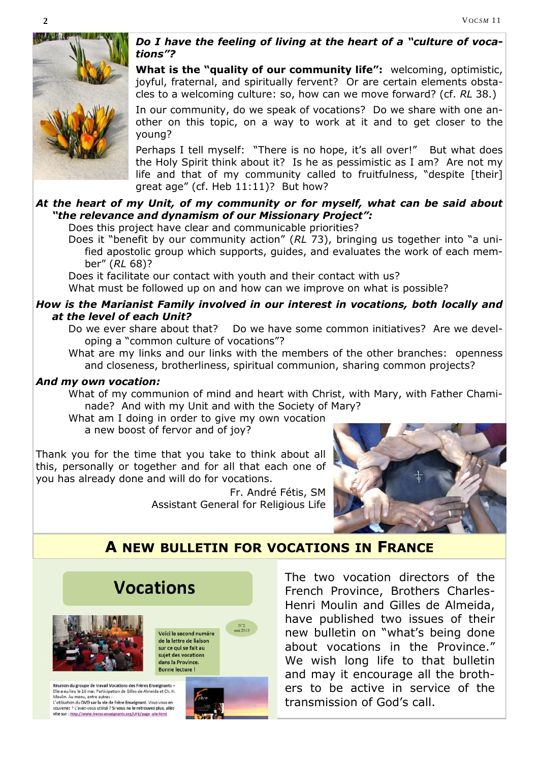***Do I have the feeling of living at the heart of a "culture of vocations"?***

**What is the "quality of our community life":** welcoming, optimistic, joyful, fraternal, and spiritually fervent? Or are certain elements obstacles to a welcoming culture: so, how can we move forward? (cf. *RL* 38.)

In our community, do we speak of vocations? Do we share with one another on this topic, on a way to work at it and to get closer to the young?

Perhaps I tell myself: "There is no hope, it's all over!" But what does the Holy Spirit think about it? Is he as pessimistic as I am? Are not my life and that of my community called to fruitfulness, "despite [their] great age" (cf. Heb 11:11)? But how?

***At the heart of my Unit, of my community or for myself, what can be said about "the relevance and dynamism of our Missionary Project":***

Does this project have clear and communicable priorities?

Does it "benefit by our community action" (*RL* 73), bringing us together into "a unified apostolic group which supports, guides, and evaluates the work of each member" (*RL* 68)?

Does it facilitate our contact with youth and their contact with us?

What must be followed up on and how can we improve on what is possible?

***How is the Marianist Family involved in our interest in vocations, both locally and at the level of each Unit?***

Do we ever share about that? Do we have some common initiatives? Are we developing a "common culture of vocations"?

What are my links and our links with the members of the other branches: openness and closeness, brotherliness, spiritual communion, sharing common projects?

***And my own vocation:***

What of my communion of mind and heart with Christ, with Mary, with Father Chaminade? And with my Unit and with the Society of Mary?

What am I doing in order to give my own vocation a new boost of fervor and of joy?

Thank you for the time that you take to think about all this, personally or together and for all that each one of you has already done and will do for vocations.

Fr. André Fétis, SM
Assistant General for Religious Life

## A NEW BULLETIN FOR VOCATIONS IN FRANCE

The two vocation directors of the French Province, Brothers Charles-Henri Moulin and Gilles de Almeida, have published two issues of their new bulletin on "what's being done about vocations in the Province." We wish long life to that bulletin and may it encourage all the brothers to be active in service of the transmission of God's call.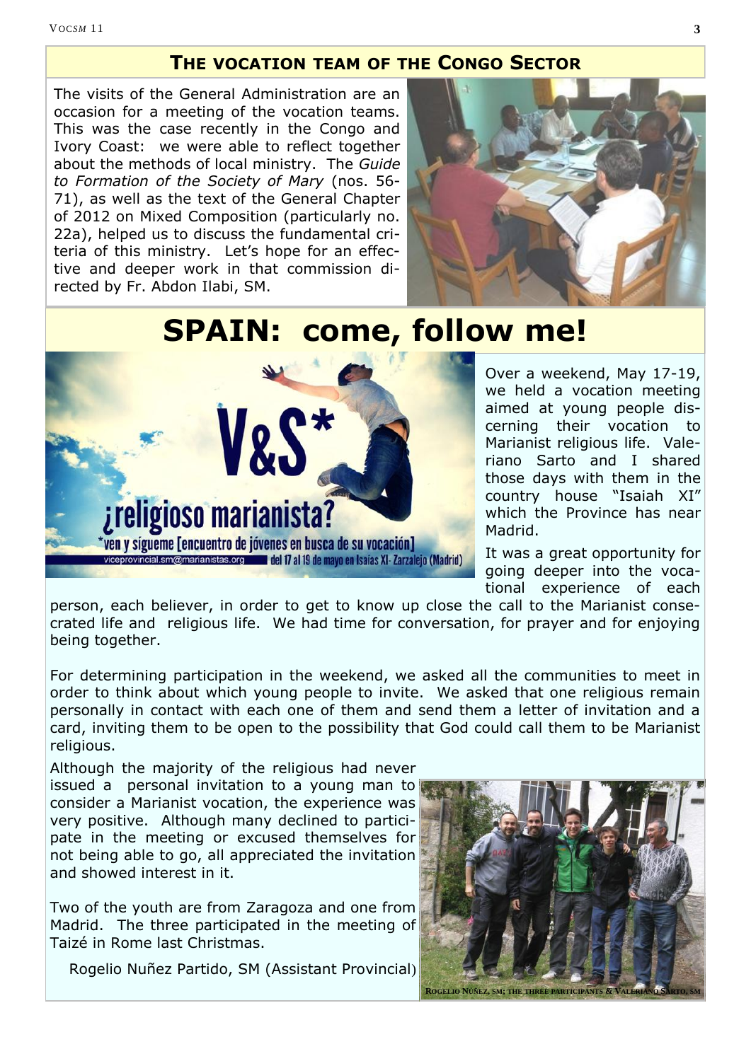## THE VOCATION TEAM OF THE CONGO SECTOR

The visits of the General Administration are an occasion for a meeting of the vocation teams. This was the case recently in the Congo and Ivory Coast: we were able to reflect together about the methods of local ministry. The *Guide to Formation of the Society of Mary* (nos. 56-71), as well as the text of the General Chapter of 2012 on Mixed Composition (particularly no. 22a), helped us to discuss the fundamental criteria of this ministry. Let's hope for an effective and deeper work in that commission directed by Fr. Abdon Ilabi, SM.

# SPAIN: come, follow me!

V&S* ¿religioso marianista? *ven y sígueme [encuentro de jóvenes en busca de su vocación] viceprovincial.sm@marianistas.org del 17 al 19 de mayo en Isaías XI- Zarzalejo (Madrid)

Over a weekend, May 17-19, we held a vocation meeting aimed at young people discerning their vocation to Marianist religious life. Valeriano Sarto and I shared those days with them in the country house "Isaiah XI" which the Province has near Madrid.

It was a great opportunity for going deeper into the vocational experience of each person, each believer, in order to get to know up close the call to the Marianist consecrated life and religious life. We had time for conversation, for prayer and for enjoying being together.

For determining participation in the weekend, we asked all the communities to meet in order to think about which young people to invite. We asked that one religious remain personally in contact with each one of them and send them a letter of invitation and a card, inviting them to be open to the possibility that God could call them to be Marianist religious.

Although the majority of the religious had never issued a personal invitation to a young man to consider a Marianist vocation, the experience was very positive. Although many declined to participate in the meeting or excused themselves for not being able to go, all appreciated the invitation and showed interest in it.

Two of the youth are from Zaragoza and one from Madrid. The three participated in the meeting of Taizé in Rome last Christmas.

Rogelio Nuñez Partido, SM (Assistant Provincial)

ROGELIO NÚÑEZ, SM; THE THREE PARTICIPANTS & VALERIANO SARTO, SM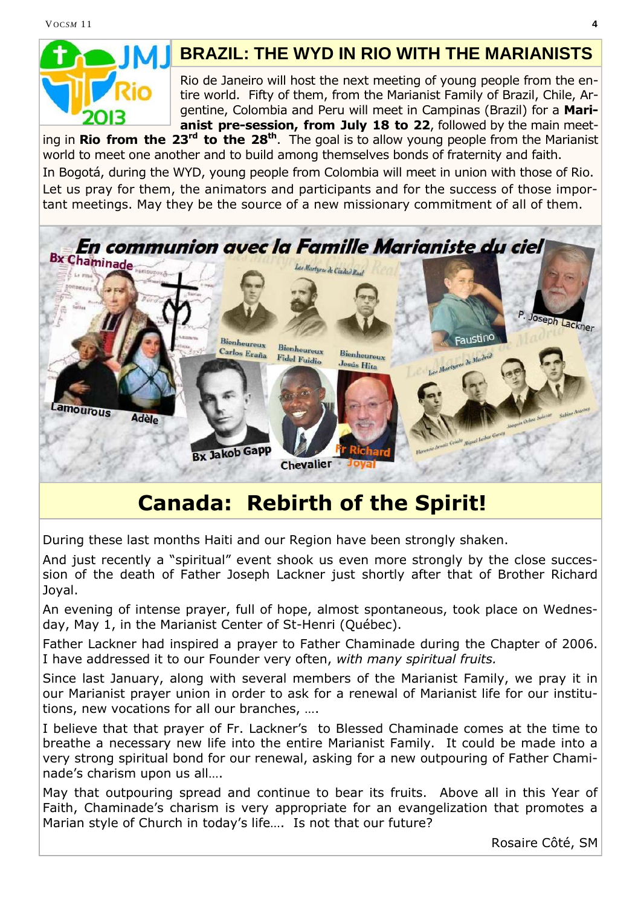## BRAZIL: THE WYD IN RIO WITH THE MARIANISTS

Rio de Janeiro will host the next meeting of young people from the entire world. Fifty of them, from the Marianist Family of Brazil, Chile, Argentine, Colombia and Peru will meet in Campinas (Brazil) for a **Marianist pre-session, from July 18 to 22**, followed by the main meeting in **Rio from the 23rd to the 28th**. The goal is to allow young people from the Marianist world to meet one another and to build among themselves bonds of fraternity and faith.

In Bogotá, during the WYD, young people from Colombia will meet in union with those of Rio. Let us pray for them, the animators and participants and for the success of those important meetings. May they be the source of a new missionary commitment of all of them.

# Canada: Rebirth of the Spirit!

During these last months Haiti and our Region have been strongly shaken.

And just recently a "spiritual" event shook us even more strongly by the close succession of the death of Father Joseph Lackner just shortly after that of Brother Richard Joyal.

An evening of intense prayer, full of hope, almost spontaneous, took place on Wednesday, May 1, in the Marianist Center of St-Henri (Québec).

Father Lackner had inspired a prayer to Father Chaminade during the Chapter of 2006. I have addressed it to our Founder very often, *with many spiritual fruits.*

Since last January, along with several members of the Marianist Family, we pray it in our Marianist prayer union in order to ask for a renewal of Marianist life for our institutions, new vocations for all our branches, ….

I believe that that prayer of Fr. Lackner's to Blessed Chaminade comes at the time to breathe a necessary new life into the entire Marianist Family. It could be made into a very strong spiritual bond for our renewal, asking for a new outpouring of Father Chaminade's charism upon us all….

May that outpouring spread and continue to bear its fruits. Above all in this Year of Faith, Chaminade's charism is very appropriate for an evangelization that promotes a Marian style of Church in today's life…. Is not that our future?

Rosaire Côté, SM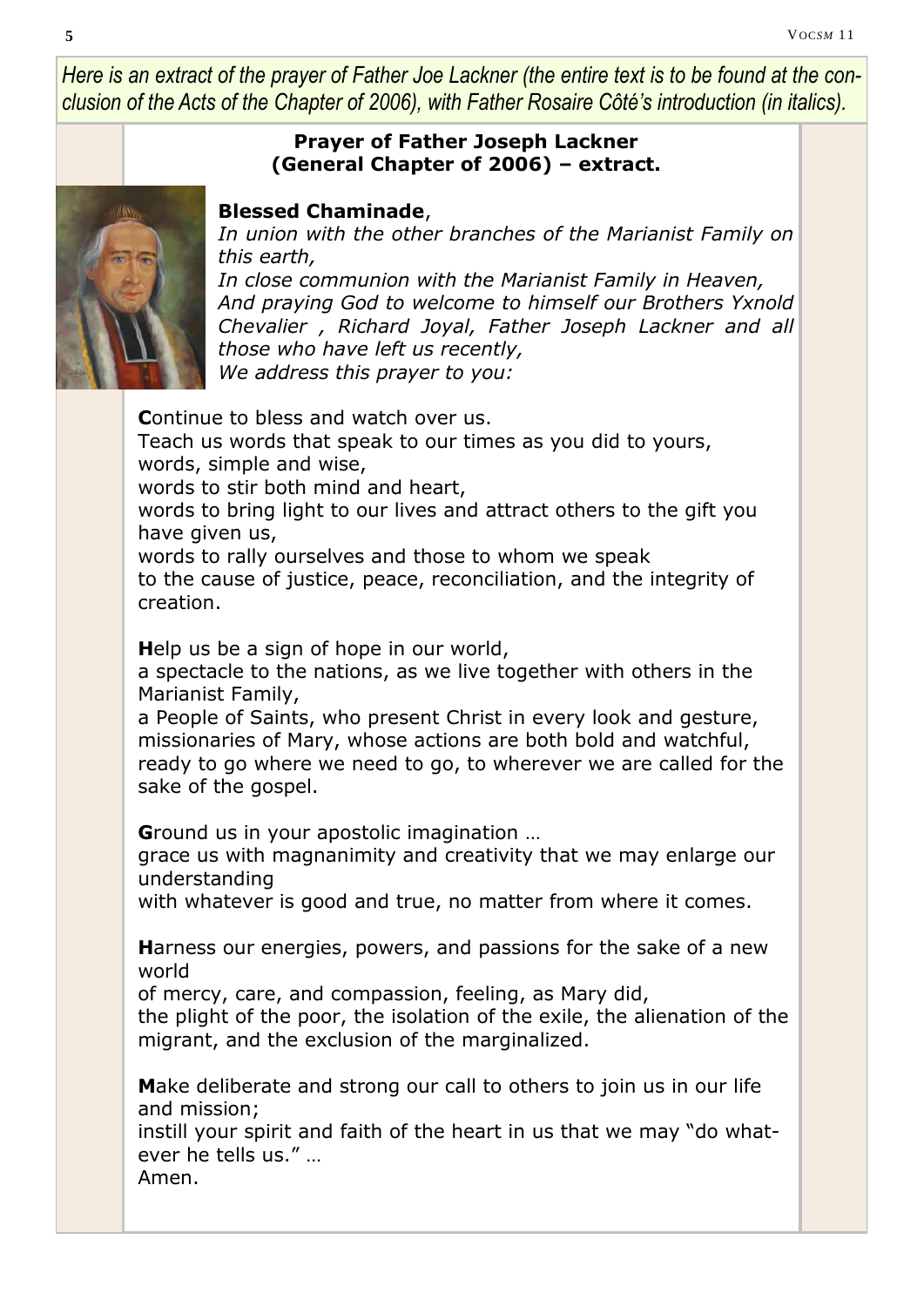*Here is an extract of the prayer of Father Joe Lackner (the entire text is to be found at the conclusion of the Acts of the Chapter of 2006), with Father Rosaire Côté's introduction (in italics).*

**Prayer of Father Joseph Lackner**
**(General Chapter of 2006) – extract.**

**Blessed Chaminade**,
*In union with the other branches of the Marianist Family on this earth,*
*In close communion with the Marianist Family in Heaven,*
*And praying God to welcome to himself our Brothers Yxnold Chevalier , Richard Joyal, Father Joseph Lackner and all those who have left us recently,*
*We address this prayer to you:*

**C**ontinue to bless and watch over us.
Teach us words that speak to our times as you did to yours,
words, simple and wise,
words to stir both mind and heart,
words to bring light to our lives and attract others to the gift you have given us,
words to rally ourselves and those to whom we speak
to the cause of justice, peace, reconciliation, and the integrity of creation.

**H**elp us be a sign of hope in our world,
a spectacle to the nations, as we live together with others in the Marianist Family,
a People of Saints, who present Christ in every look and gesture,
missionaries of Mary, whose actions are both bold and watchful,
ready to go where we need to go, to wherever we are called for the sake of the gospel.

**G**round us in your apostolic imagination …
grace us with magnanimity and creativity that we may enlarge our understanding
with whatever is good and true, no matter from where it comes.

**H**arness our energies, powers, and passions for the sake of a new world
of mercy, care, and compassion, feeling, as Mary did,
the plight of the poor, the isolation of the exile, the alienation of the migrant, and the exclusion of the marginalized.

**M**ake deliberate and strong our call to others to join us in our life and mission;
instill your spirit and faith of the heart in us that we may "do whatever he tells us." …
Amen.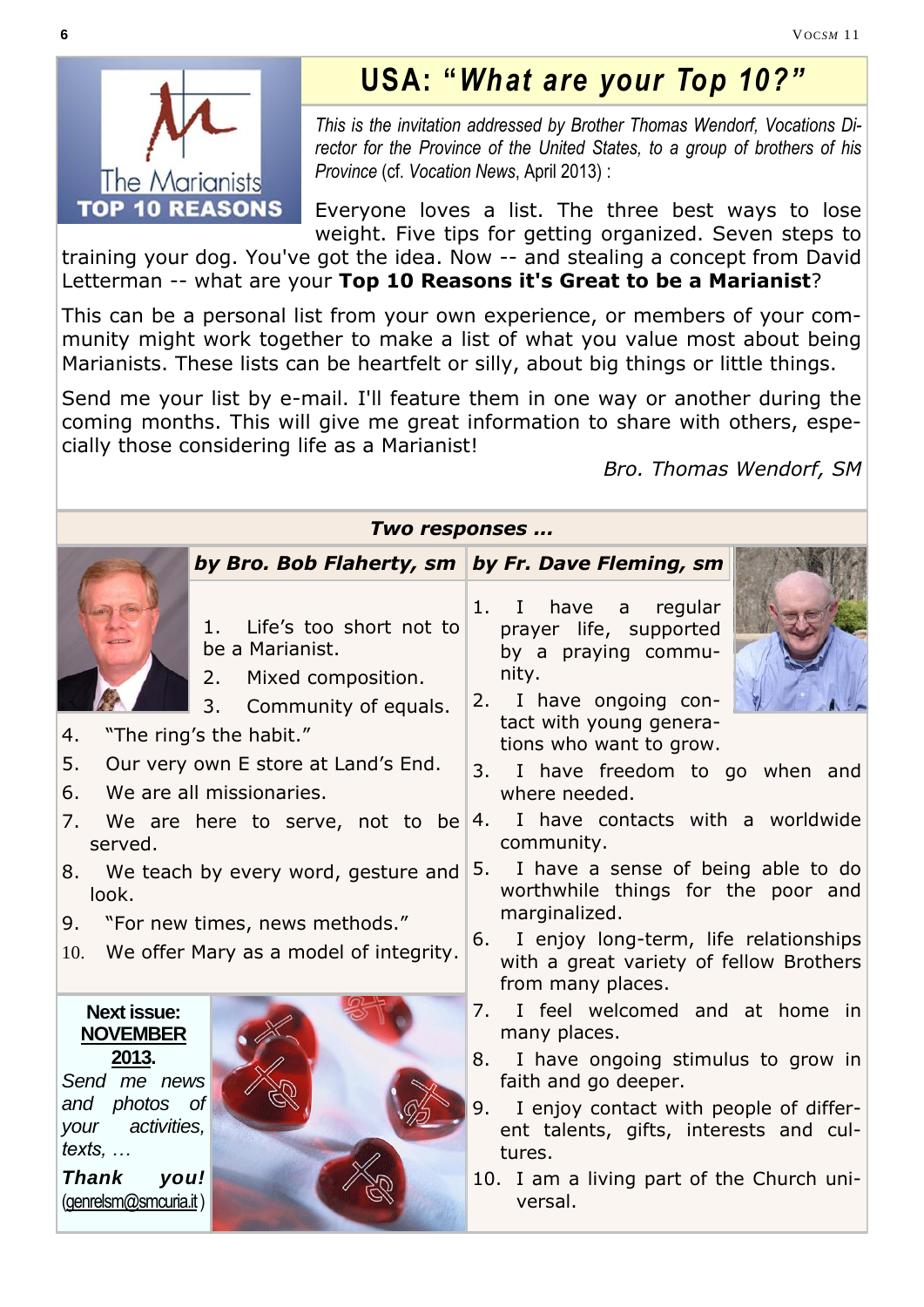The Marianists

TOP 10 REASONS

# USA: "*What are your Top 10?*"

*This is the invitation addressed by Brother Thomas Wendorf, Vocations Director for the Province of the United States, to a group of brothers of his Province* (cf. *Vocation News*, April 2013) :

Everyone loves a list. The three best ways to lose weight. Five tips for getting organized. Seven steps to training your dog. You've got the idea. Now -- and stealing a concept from David Letterman -- what are your **Top 10 Reasons it's Great to be a Marianist**?

This can be a personal list from your own experience, or members of your community might work together to make a list of what you value most about being Marianists. These lists can be heartfelt or silly, about big things or little things.

Send me your list by e-mail. I'll feature them in one way or another during the coming months. This will give me great information to share with others, especially those considering life as a Marianist!

*Bro. Thomas Wendorf, SM*

## *Two responses ...*

### *by Bro. Bob Flaherty, sm*

1. Life's too short not to be a Marianist.
2. Mixed composition.
3. Community of equals.
4. "The ring's the habit."
5. Our very own E store at Land's End.
6. We are all missionaries.
7. We are here to serve, not to be served.
8. We teach by every word, gesture and look.
9. "For new times, news methods."
10. We offer Mary as a model of integrity.

### *by Fr. Dave Fleming, sm*

1. I have a regular prayer life, supported by a praying community.
2. I have ongoing contact with young generations who want to grow.
3. I have freedom to go when and where needed.
4. I have contacts with a worldwide community.
5. I have a sense of being able to do worthwhile things for the poor and marginalized.
6. I enjoy long-term, life relationships with a great variety of fellow Brothers from many places.
7. I feel welcomed and at home in many places.
8. I have ongoing stimulus to grow in faith and go deeper.
9. I enjoy contact with people of different talents, gifts, interests and cultures.
10. I am a living part of the Church universal.

**Next issue: NOVEMBER 2013.**

*Send me news and photos of your activities, texts, …*

***Thank you!***

(genrelsm@smcuria.it)